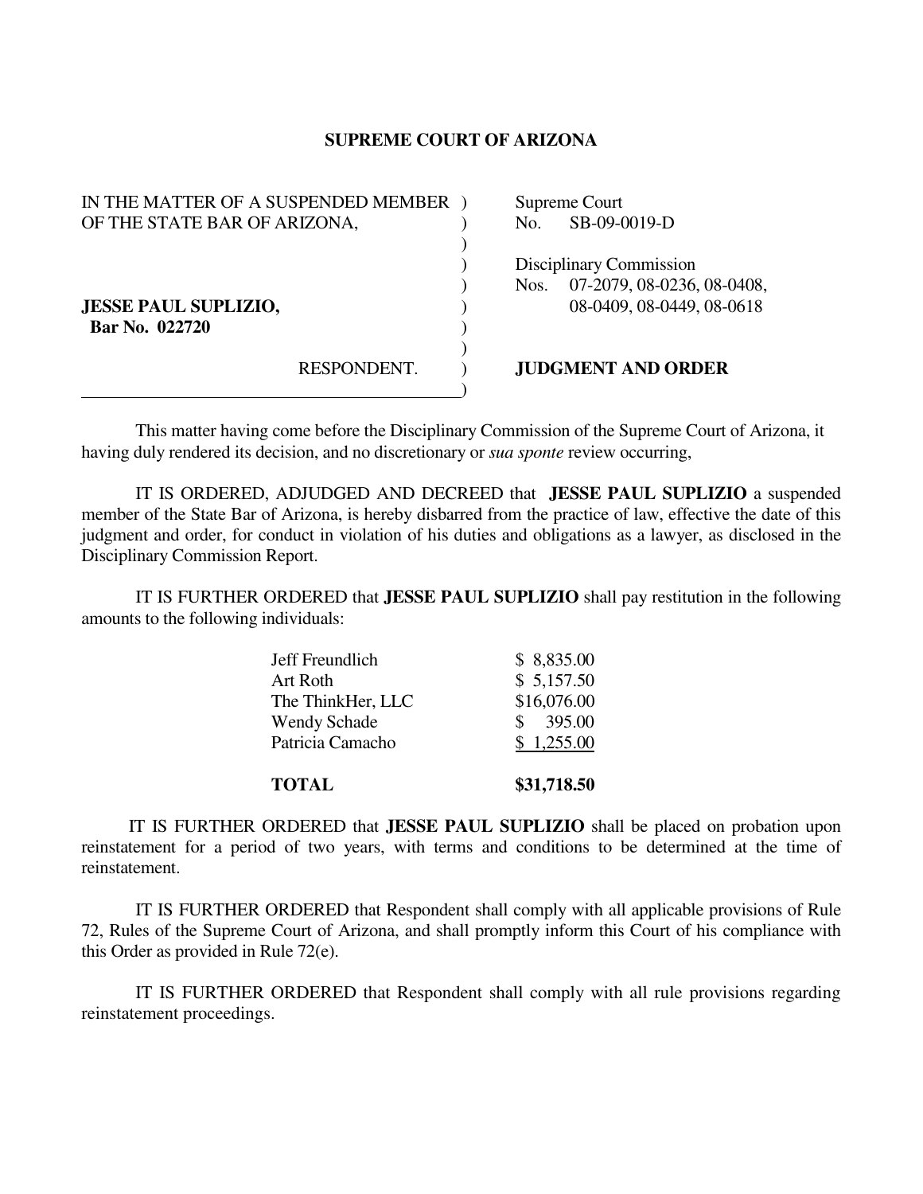## SUPREME COURT OF ARIZONA

| | |
|---|---|
| IN THE MATTER OF A SUSPENDED MEMBER OF THE STATE BAR OF ARIZONA, | Supreme Court No. SB-09-0019-D |
| | Disciplinary Commission Nos. 07-2079, 08-0236, 08-0408, 08-0409, 08-0449, 08-0618 |
| **JESSE PAUL SUPLIZIO, Bar No. 022720** | |
| RESPONDENT. | **JUDGMENT AND ORDER** |

This matter having come before the Disciplinary Commission of the Supreme Court of Arizona, it having duly rendered its decision, and no discretionary or *sua sponte* review occurring,

IT IS ORDERED, ADJUDGED AND DECREED that **JESSE PAUL SUPLIZIO** a suspended member of the State Bar of Arizona, is hereby disbarred from the practice of law, effective the date of this judgment and order, for conduct in violation of his duties and obligations as a lawyer, as disclosed in the Disciplinary Commission Report.

IT IS FURTHER ORDERED that **JESSE PAUL SUPLIZIO** shall pay restitution in the following amounts to the following individuals:

| | |
|---|---|
| Jeff Freundlich | $ 8,835.00 |
| Art Roth | $ 5,157.50 |
| The ThinkHer, LLC | $16,076.00 |
| Wendy Schade | $ 395.00 |
| Patricia Camacho | $ 1,255.00 |
| **TOTAL** | **$31,718.50** |

IT IS FURTHER ORDERED that **JESSE PAUL SUPLIZIO** shall be placed on probation upon reinstatement for a period of two years, with terms and conditions to be determined at the time of reinstatement.

IT IS FURTHER ORDERED that Respondent shall comply with all applicable provisions of Rule 72, Rules of the Supreme Court of Arizona, and shall promptly inform this Court of his compliance with this Order as provided in Rule 72(e).

IT IS FURTHER ORDERED that Respondent shall comply with all rule provisions regarding reinstatement proceedings.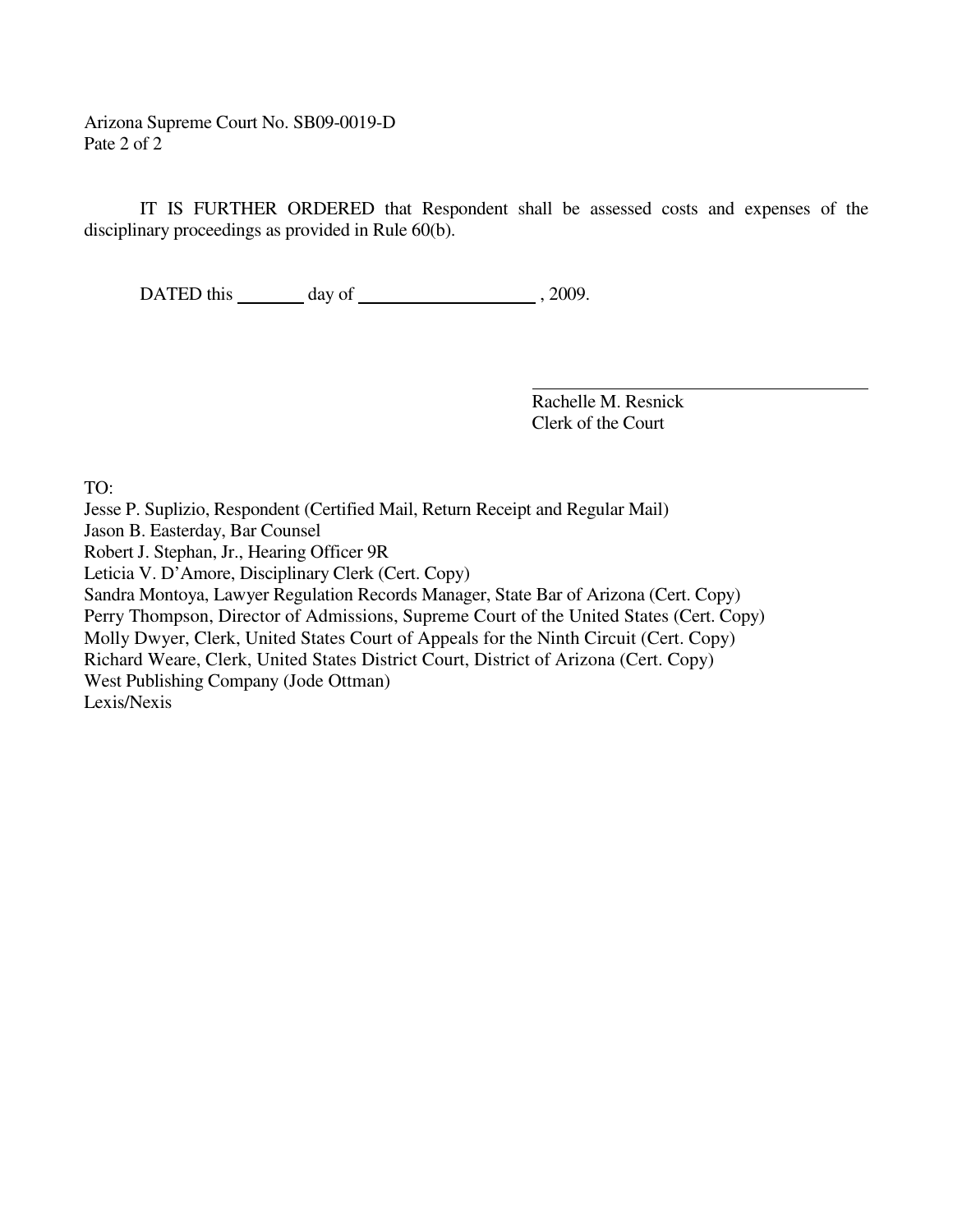IT IS FURTHER ORDERED that Respondent shall be assessed costs and expenses of the disciplinary proceedings as provided in Rule 60(b).

DATED this ________ day of ____________________ , 2009.

\_\_\_\_\_\_\_\_\_\_\_\_\_\_\_\_\_\_\_\_\_\_\_\_\_\_\_\_\_\_\_\_\_\_\_\_\_\_\_\_

Rachelle M. Resnick
Clerk of the Court

TO:
Jesse P. Suplizio, Respondent (Certified Mail, Return Receipt and Regular Mail)
Jason B. Easterday, Bar Counsel
Robert J. Stephan, Jr., Hearing Officer 9R
Leticia V. D'Amore, Disciplinary Clerk (Cert. Copy)
Sandra Montoya, Lawyer Regulation Records Manager, State Bar of Arizona (Cert. Copy)
Perry Thompson, Director of Admissions, Supreme Court of the United States (Cert. Copy)
Molly Dwyer, Clerk, United States Court of Appeals for the Ninth Circuit (Cert. Copy)
Richard Weare, Clerk, United States District Court, District of Arizona (Cert. Copy)
West Publishing Company (Jode Ottman)
Lexis/Nexis